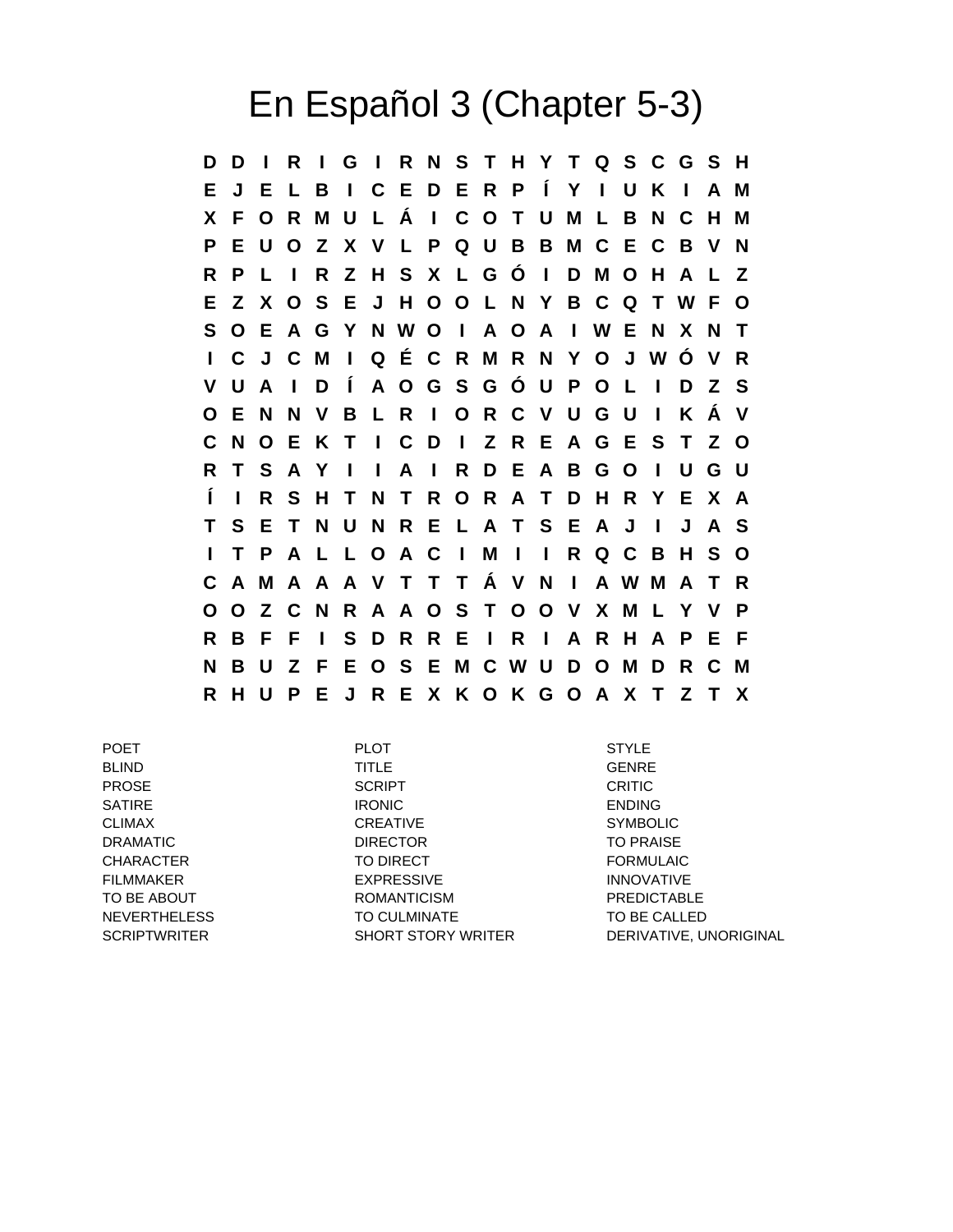# En Español 3 (Chapter 5-3)

```
D D I R I G I R N S T H Y T Q S C G S H
E J E L B I C E D E R P Í Y I U K I A M
X F O R M U L Á I C O T U M L B N C H M
P E U O Z X V L P Q U B B M C E C B V N
R P L I R Z H S X L G Ó I D M O H A L Z
E Z X O S E J H O O L N Y B C Q T W F O
S O E A G Y N W O I A O A I W E N X N T
I C J C M I Q É C R M R N Y O J W Ó V R
V U A I D Í A O G S G Ó U P O L I D Z S
O E N N V B L R I O R C V U G U I K Á V
C N O E K T I C D I Z R E A G E S T Z O
R T S A Y I I A I R D E A B G O I U G U
Í I R S H T N T R O R A T D H R Y E X A
T S E T N U N R E L A T S E A J I J A S
I T P A L L O A C I M I I R Q C B H S O
C A M A A A V T T T Á V N I A W M A T R
O O Z C N R A A O S T O O V X M L Y V P
R B F F I S D R R E I R I A R H A P E F
N B U Z F E O S E M C W U D O M D R C M
R H U P E J R E X K O K G O A X T Z T X
```

| | | |
|---|---|---|
| POET | PLOT | STYLE |
| BLIND | TITLE | GENRE |
| PROSE | SCRIPT | CRITIC |
| SATIRE | IRONIC | ENDING |
| CLIMAX | CREATIVE | SYMBOLIC |
| DRAMATIC | DIRECTOR | TO PRAISE |
| CHARACTER | TO DIRECT | FORMULAIC |
| FILMMAKER | EXPRESSIVE | INNOVATIVE |
| TO BE ABOUT | ROMANTICISM | PREDICTABLE |
| NEVERTHELESS | TO CULMINATE | TO BE CALLED |
| SCRIPTWRITER | SHORT STORY WRITER | DERIVATIVE, UNORIGINAL |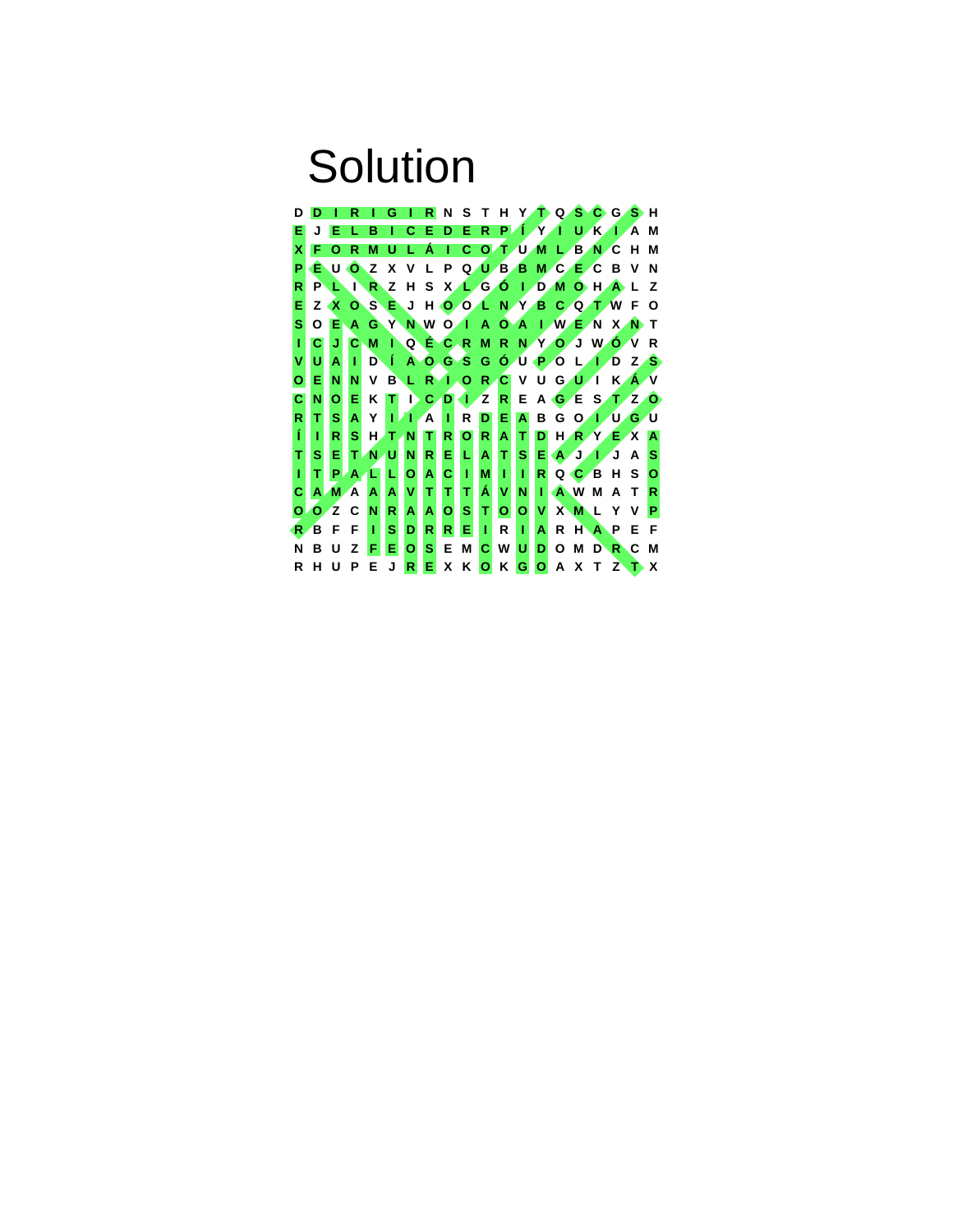# Solution

```
D D I R I G I R N S T H Y T Q S C G S H
E J E L B I C E D E R P Í Y I U K I A M
X F O R M U L Á I C O T U M L B N C H M
P E U O Z X V L P Q U B B M C E C B V N
R P L I R Z H S X L G Ó I D M O H A L Z
E Z X O S E J H O O L N Y B C Q T W F O
S O E A G Y N W O I A O A I W E N X N T
I C J C M I Q É C R M R N Y O J W Ó V R
V U A I D Í A O G S G Ó U P O L I D Z S
O E N N V B L R I O R C V U G U I K Á V
C N O E K T I C D I Z R E A G E S T Z O
R T S A Y I I A I R D E A B G O I U G U
Í I R S H T N T R O R A T D H R Y E X A
T S E T N U N R E L A T S E A J I J A S
I T P A L L O A C I M I I R Q C B H S O
C A M A A A V T T T Á V N I A W M A T R
O O Z C N R A A O S T O O V X M L Y V P
R B F F I S D R R E I R I A R H A P E F
N B U Z F E O S E M C W U D O M D R C M
R H U P E J R E X K O K G O A X T Z T X
```